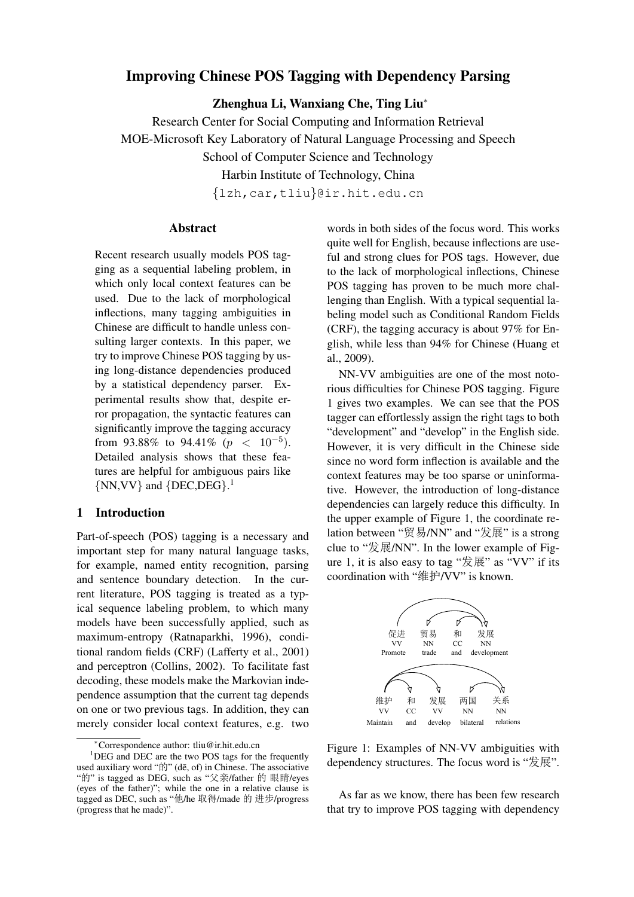# Improving Chinese POS Tagging with Dependency Parsing

**Zhenghua Li, Wanxiang Che, Ting Liu***

Research Center for Social Computing and Information Retrieval
MOE-Microsoft Key Laboratory of Natural Language Processing and Speech
School of Computer Science and Technology
Harbin Institute of Technology, China
{lzh,car,tliu}@ir.hit.edu.cn

## Abstract

Recent research usually models POS tagging as a sequential labeling problem, in which only local context features can be used. Due to the lack of morphological inflections, many tagging ambiguities in Chinese are difficult to handle unless consulting larger contexts. In this paper, we try to improve Chinese POS tagging by using long-distance dependencies produced by a statistical dependency parser. Experimental results show that, despite error propagation, the syntactic features can significantly improve the tagging accuracy from 93.88% to 94.41% ($p < 10^{-5}$). Detailed analysis shows that these features are helpful for ambiguous pairs like {NN,VV} and {DEC,DEG}.[1]

## 1 Introduction

Part-of-speech (POS) tagging is a necessary and important step for many natural language tasks, for example, named entity recognition, parsing and sentence boundary detection. In the current literature, POS tagging is treated as a typical sequence labeling problem, to which many models have been successfully applied, such as maximum-entropy (Ratnaparkhi, 1996), conditional random fields (CRF) (Lafferty et al., 2001) and perceptron (Collins, 2002). To facilitate fast decoding, these models make the Markovian independence assumption that the current tag depends on one or two previous tags. In addition, they can merely consider local context features, e.g. two words in both sides of the focus word. This works quite well for English, because inflections are useful and strong clues for POS tags. However, due to the lack of morphological inflections, Chinese POS tagging has proven to be much more challenging than English. With a typical sequential labeling model such as Conditional Random Fields (CRF), the tagging accuracy is about 97% for English, while less than 94% for Chinese (Huang et al., 2009).

NN-VV ambiguities are one of the most notorious difficulties for Chinese POS tagging. Figure 1 gives two examples. We can see that the POS tagger can effortlessly assign the right tags to both "development" and "develop" in the English side. However, it is very difficult in the Chinese side since no word form inflection is available and the context features may be too sparse or uninformative. However, the introduction of long-distance dependencies can largely reduce this difficulty. In the upper example of Figure 1, the coordinate relation between "贸易/NN" and "发展" is a strong clue to "发展/NN". In the lower example of Figure 1, it is also easy to tag "发展" as "VV" if its coordination with "维护/VV" is known.

| 促进 | 贸易 | 和 | 发展 |
|---|---|---|---|
| VV | NN | CC | NN |
| Promote | trade | and | development |

| 维护 | 和 | 发展 | 两国 | 关系 |
|---|---|---|---|---|
| VV | CC | VV | NN | NN |
| Maintain | and | develop | bilateral | relations |

Figure 1: Examples of NN-VV ambiguities with dependency structures. The focus word is "发展".

As far as we know, there has been few research that try to improve POS tagging with dependency

---

*Correspondence author: tliu@ir.hit.edu.cn

[1]DEG and DEC are the two POS tags for the frequently used auxiliary word "的" (dē, of) in Chinese. The associative "的" is tagged as DEG, such as "父亲/father 的 眼睛/eyes (eyes of the father)"; while the one in a relative clause is tagged as DEC, such as "他/he 取得/made 的 进步/progress (progress that he made)".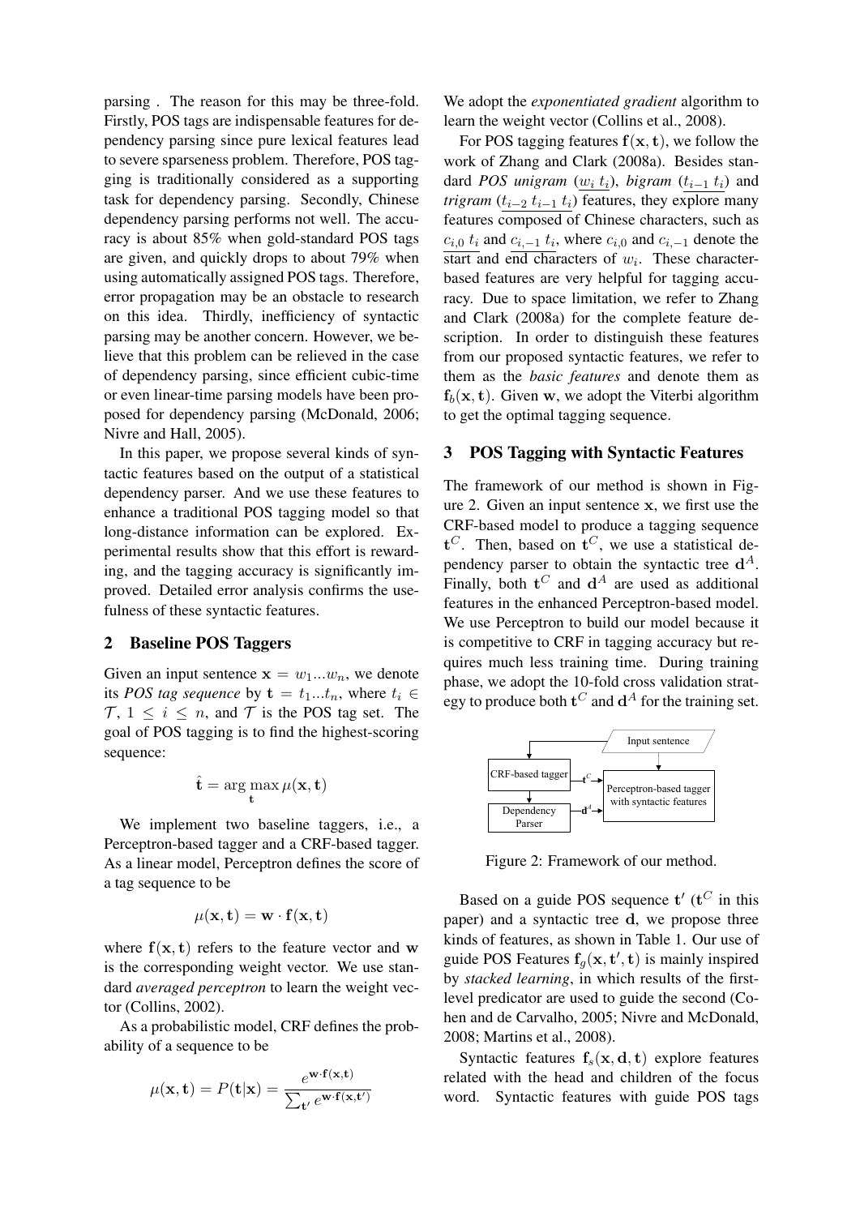parsing . The reason for this may be three-fold. Firstly, POS tags are indispensable features for dependency parsing since pure lexical features lead to severe sparseness problem. Therefore, POS tagging is traditionally considered as a supporting task for dependency parsing. Secondly, Chinese dependency parsing performs not well. The accuracy is about 85% when gold-standard POS tags are given, and quickly drops to about 79% when using automatically assigned POS tags. Therefore, error propagation may be an obstacle to research on this idea. Thirdly, inefficiency of syntactic parsing may be another concern. However, we believe that this problem can be relieved in the case of dependency parsing, since efficient cubic-time or even linear-time parsing models have been proposed for dependency parsing (McDonald, 2006; Nivre and Hall, 2005).

In this paper, we propose several kinds of syntactic features based on the output of a statistical dependency parser. And we use these features to enhance a traditional POS tagging model so that long-distance information can be explored. Experimental results show that this effort is rewarding, and the tagging accuracy is significantly improved. Detailed error analysis confirms the usefulness of these syntactic features.

## 2 Baseline POS Taggers

Given an input sentence $\mathbf{x} = w_1...w_n$, we denote its *POS tag sequence* by $\mathbf{t} = t_1...t_n$, where $t_i \in \mathcal{T}$, $1 \leq i \leq n$, and $\mathcal{T}$ is the POS tag set. The goal of POS tagging is to find the highest-scoring sequence:

$$\hat{\mathbf{t}} = \arg\max_{\mathbf{t}} \mu(\mathbf{x}, \mathbf{t})$$

We implement two baseline taggers, i.e., a Perceptron-based tagger and a CRF-based tagger. As a linear model, Perceptron defines the score of a tag sequence to be

$$\mu(\mathbf{x}, \mathbf{t}) = \mathbf{w} \cdot \mathbf{f}(\mathbf{x}, \mathbf{t})$$

where $\mathbf{f}(\mathbf{x}, \mathbf{t})$ refers to the feature vector and $\mathbf{w}$ is the corresponding weight vector. We use standard *averaged perceptron* to learn the weight vector (Collins, 2002).

As a probabilistic model, CRF defines the probability of a sequence to be

$$\mu(\mathbf{x}, \mathbf{t}) = P(\mathbf{t}|\mathbf{x}) = \frac{e^{\mathbf{w} \cdot \mathbf{f}(\mathbf{x}, \mathbf{t})}}{\sum_{\mathbf{t}'} e^{\mathbf{w} \cdot \mathbf{f}(\mathbf{x}, \mathbf{t}')}}$$

We adopt the *exponentiated gradient* algorithm to learn the weight vector (Collins et al., 2008).

For POS tagging features $\mathbf{f}(\mathbf{x}, \mathbf{t})$, we follow the work of Zhang and Clark (2008a). Besides standard *POS unigram* ($\underline{w_i \ t_i}$), *bigram* ($\underline{t_{i-1} \ t_i}$) and *trigram* ($\underline{t_{i-2} \ t_{i-1} \ t_i}$) features, they explore many features composed of Chinese characters, such as $\underline{c_{i,0} \ t_i}$ and $\underline{c_{i,-1} \ t_i}$, where $c_{i,0}$ and $c_{i,-1}$ denote the start and end characters of $w_i$. These character-based features are very helpful for tagging accuracy. Due to space limitation, we refer to Zhang and Clark (2008a) for the complete feature description. In order to distinguish these features from our proposed syntactic features, we refer to them as the *basic features* and denote them as $\mathbf{f}_b(\mathbf{x}, \mathbf{t})$. Given $\mathbf{w}$, we adopt the Viterbi algorithm to get the optimal tagging sequence.

## 3 POS Tagging with Syntactic Features

The framework of our method is shown in Figure 2. Given an input sentence $\mathbf{x}$, we first use the CRF-based model to produce a tagging sequence $\mathbf{t}^C$. Then, based on $\mathbf{t}^C$, we use a statistical dependency parser to obtain the syntactic tree $\mathbf{d}^A$. Finally, both $\mathbf{t}^C$ and $\mathbf{d}^A$ are used as additional features in the enhanced Perceptron-based model. We use Perceptron to build our model because it is competitive to CRF in tagging accuracy but requires much less training time. During training phase, we adopt the 10-fold cross validation strategy to produce both $\mathbf{t}^C$ and $\mathbf{d}^A$ for the training set.

Input sentence

CRF-based tagger — $\mathbf{t}^C$ → Perceptron-based tagger with syntactic features

Dependency Parser — $\mathbf{d}^A$ →

Figure 2: Framework of our method.

Based on a guide POS sequence $\mathbf{t}'$ ($\mathbf{t}^C$ in this paper) and a syntactic tree $\mathbf{d}$, we propose three kinds of features, as shown in Table 1. Our use of guide POS Features $\mathbf{f}_g(\mathbf{x}, \mathbf{t}', \mathbf{t})$ is mainly inspired by *stacked learning*, in which results of the first-level predicator are used to guide the second (Cohen and de Carvalho, 2005; Nivre and McDonald, 2008; Martins et al., 2008).

Syntactic features $\mathbf{f}_s(\mathbf{x}, \mathbf{d}, \mathbf{t})$ explore features related with the head and children of the focus word. Syntactic features with guide POS tags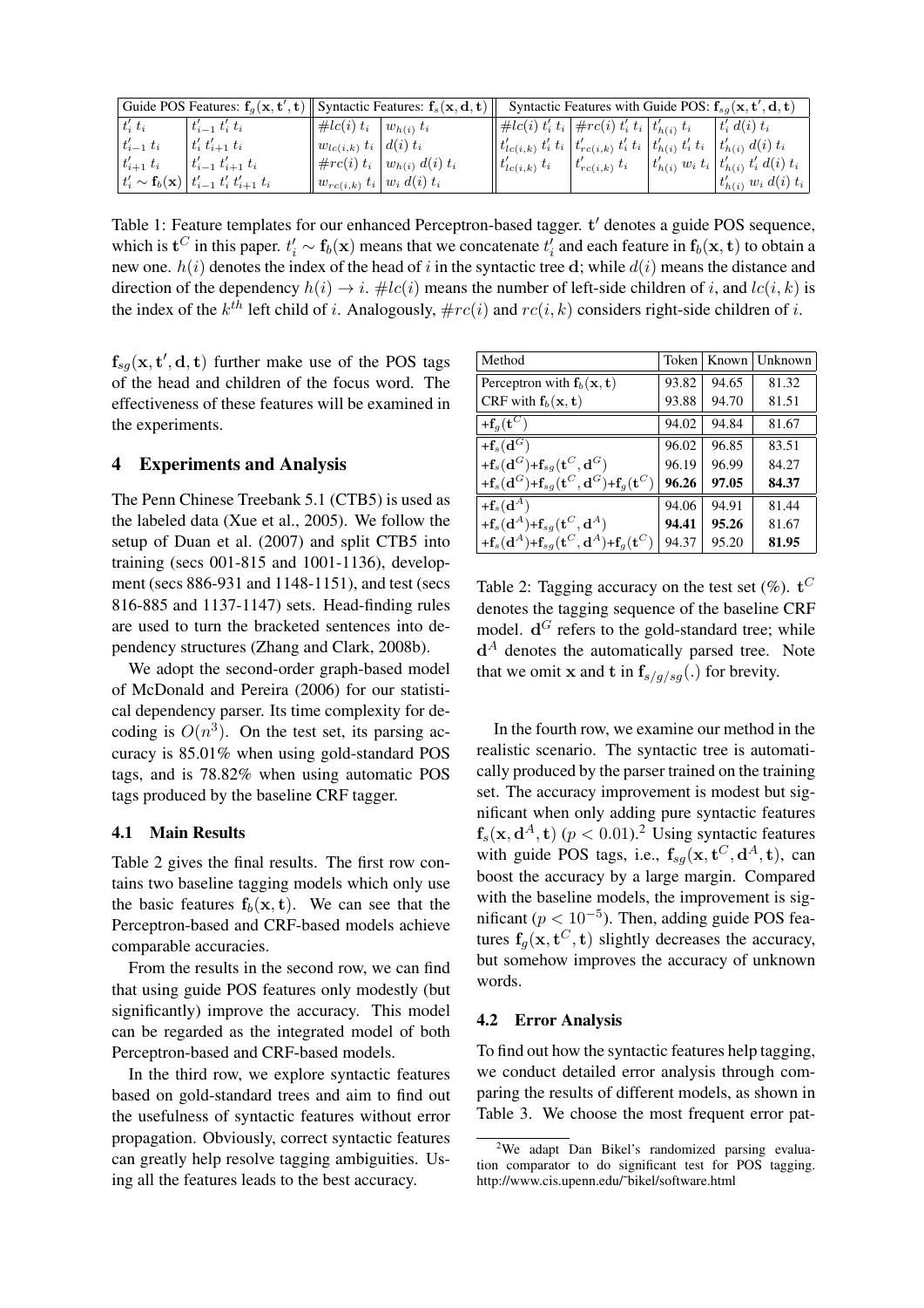| Guide POS Features: $\mathbf{f}_g(\mathbf{x}, \mathbf{t}', \mathbf{t})$ | | Syntactic Features: $\mathbf{f}_s(\mathbf{x}, \mathbf{d}, \mathbf{t})$ | | Syntactic Features with Guide POS: $\mathbf{f}_{sg}(\mathbf{x}, \mathbf{t}', \mathbf{d}, \mathbf{t})$ | | | |
|---|---|---|---|---|---|---|---|
| $t'_i\ t_i$ | $t'_{i-1}\ t'_i\ t_i$ | $\#lc(i)\ t_i$ | $w_{h(i)}\ t_i$ | $\#lc(i)\ t'_i\ t_i$ | $\#rc(i)\ t'_i\ t_i$ | $t'_{h(i)}\ t_i$ | $t'_i\ d(i)\ t_i$ |
| $t'_{i-1}\ t_i$ | $t'_i\ t'_{i+1}\ t_i$ | $w_{lc(i,k)}\ t_i$ | $d(i)\ t_i$ | $t'_{lc(i,k)}\ t'_i\ t_i$ | $t'_{rc(i,k)}\ t'_i\ t_i$ | $t'_{h(i)}\ t'_i\ t_i$ | $t'_{h(i)}\ d(i)\ t_i$ |
| $t'_{i+1}\ t_i$ | $t'_{i-1}\ t'_{i+1}\ t_i$ | $\#rc(i)\ t_i$ | $w_{h(i)}\ d(i)\ t_i$ | $t'_{lc(i,k)}\ t_i$ | $t'_{rc(i,k)}\ t_i$ | $t'_{h(i)}\ w_i\ t_i$ | $t'_{h(i)}\ t'_i\ d(i)\ t_i$ |
| $t'_i \sim \mathbf{f}_b(\mathbf{x})$ | $t'_{i-1}\ t'_i\ t'_{i+1}\ t_i$ | $w_{rc(i,k)}\ t_i$ | $w_i\ d(i)\ t_i$ | | | | $t'_{h(i)}\ w_i\ d(i)\ t_i$ |

Table 1: Feature templates for our enhanced Perceptron-based tagger. $\mathbf{t}'$ denotes a guide POS sequence, which is $\mathbf{t}^C$ in this paper. $t'_i \sim \mathbf{f}_b(\mathbf{x})$ means that we concatenate $t'_i$ and each feature in $\mathbf{f}_b(\mathbf{x}, \mathbf{t})$ to obtain a new one. $h(i)$ denotes the index of the head of $i$ in the syntactic tree $\mathbf{d}$; while $d(i)$ means the distance and direction of the dependency $h(i) \rightarrow i$. $\#lc(i)$ means the number of left-side children of $i$, and $lc(i, k)$ is the index of the $k^{th}$ left child of $i$. Analogously, $\#rc(i)$ and $rc(i, k)$ considers right-side children of $i$.

$\mathbf{f}_{sg}(\mathbf{x}, \mathbf{t}', \mathbf{d}, \mathbf{t})$ further make use of the POS tags of the head and children of the focus word. The effectiveness of these features will be examined in the experiments.

## 4 Experiments and Analysis

The Penn Chinese Treebank 5.1 (CTB5) is used as the labeled data (Xue et al., 2005). We follow the setup of Duan et al. (2007) and split CTB5 into training (secs 001-815 and 1001-1136), development (secs 886-931 and 1148-1151), and test (secs 816-885 and 1137-1147) sets. Head-finding rules are used to turn the bracketed sentences into dependency structures (Zhang and Clark, 2008b).

We adopt the second-order graph-based model of McDonald and Pereira (2006) for our statistical dependency parser. Its time complexity for decoding is $O(n^3)$. On the test set, its parsing accuracy is 85.01% when using gold-standard POS tags, and is 78.82% when using automatic POS tags produced by the baseline CRF tagger.

### 4.1 Main Results

Table 2 gives the final results. The first row contains two baseline tagging models which only use the basic features $\mathbf{f}_b(\mathbf{x}, \mathbf{t})$. We can see that the Perceptron-based and CRF-based models achieve comparable accuracies.

From the results in the second row, we can find that using guide POS features only modestly (but significantly) improve the accuracy. This model can be regarded as the integrated model of both Perceptron-based and CRF-based models.

In the third row, we explore syntactic features based on gold-standard trees and aim to find out the usefulness of syntactic features without error propagation. Obviously, correct syntactic features can greatly help resolve tagging ambiguities. Using all the features leads to the best accuracy.

| Method | Token | Known | Unknown |
|---|---|---|---|
| Perceptron with $\mathbf{f}_b(\mathbf{x}, \mathbf{t})$ | 93.82 | 94.65 | 81.32 |
| CRF with $\mathbf{f}_b(\mathbf{x}, \mathbf{t})$ | 93.88 | 94.70 | 81.51 |
| +$\mathbf{f}_g(\mathbf{t}^C)$ | 94.02 | 94.84 | 81.67 |
| +$\mathbf{f}_s(\mathbf{d}^G)$ | 96.02 | 96.85 | 83.51 |
| +$\mathbf{f}_s(\mathbf{d}^G)$+$\mathbf{f}_{sg}(\mathbf{t}^C, \mathbf{d}^G)$ | 96.19 | 96.99 | 84.27 |
| +$\mathbf{f}_s(\mathbf{d}^G)$+$\mathbf{f}_{sg}(\mathbf{t}^C, \mathbf{d}^G)$+$\mathbf{f}_g(\mathbf{t}^C)$ | **96.26** | **97.05** | **84.37** |
| +$\mathbf{f}_s(\mathbf{d}^A)$ | 94.06 | 94.91 | 81.44 |
| +$\mathbf{f}_s(\mathbf{d}^A)$+$\mathbf{f}_{sg}(\mathbf{t}^C, \mathbf{d}^A)$ | **94.41** | **95.26** | 81.67 |
| +$\mathbf{f}_s(\mathbf{d}^A)$+$\mathbf{f}_{sg}(\mathbf{t}^C, \mathbf{d}^A)$+$\mathbf{f}_g(\mathbf{t}^C)$ | 94.37 | 95.20 | **81.95** |

Table 2: Tagging accuracy on the test set (%). $\mathbf{t}^C$ denotes the tagging sequence of the baseline CRF model. $\mathbf{d}^G$ refers to the gold-standard tree; while $\mathbf{d}^A$ denotes the automatically parsed tree. Note that we omit $\mathbf{x}$ and $\mathbf{t}$ in $\mathbf{f}_{s/g/sg}(.)$ for brevity.

In the fourth row, we examine our method in the realistic scenario. The syntactic tree is automatically produced by the parser trained on the training set. The accuracy improvement is modest but significant when only adding pure syntactic features $\mathbf{f}_s(\mathbf{x}, \mathbf{d}^A, \mathbf{t})$ ($p < 0.01$).[2] Using syntactic features with guide POS tags, i.e., $\mathbf{f}_{sg}(\mathbf{x}, \mathbf{t}^C, \mathbf{d}^A, \mathbf{t})$, can boost the accuracy by a large margin. Compared with the baseline models, the improvement is significant ($p < 10^{-5}$). Then, adding guide POS features $\mathbf{f}_g(\mathbf{x}, \mathbf{t}^C, \mathbf{t})$ slightly decreases the accuracy, but somehow improves the accuracy of unknown words.

### 4.2 Error Analysis

To find out how the syntactic features help tagging, we conduct detailed error analysis through comparing the results of different models, as shown in Table 3. We choose the most frequent error pat-

[2] We adapt Dan Bikel's randomized parsing evaluation comparator to do significant test for POS tagging. http://www.cis.upenn.edu/~bikel/software.html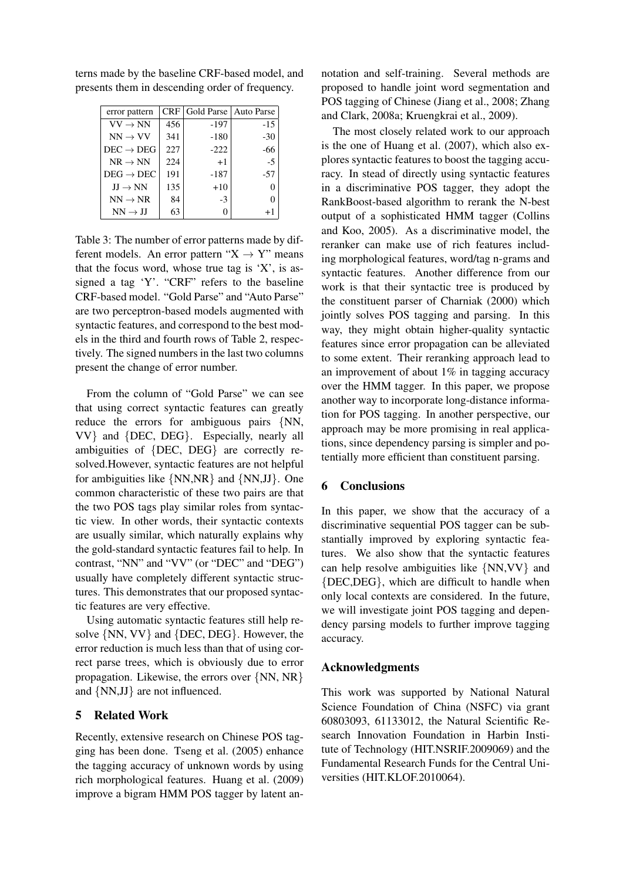terns made by the baseline CRF-based model, and presents them in descending order of frequency.

| error pattern | CRF | Gold Parse | Auto Parse |
|---|---|---|---|
| VV $\rightarrow$ NN | 456 | -197 | -15 |
| NN $\rightarrow$ VV | 341 | -180 | -30 |
| DEC $\rightarrow$ DEG | 227 | -222 | -66 |
| NR $\rightarrow$ NN | 224 | +1 | -5 |
| DEG $\rightarrow$ DEC | 191 | -187 | -57 |
| JJ $\rightarrow$ NN | 135 | +10 | 0 |
| NN $\rightarrow$ NR | 84 | -3 | 0 |
| NN $\rightarrow$ JJ | 63 | 0 | +1 |

Table 3: The number of error patterns made by different models. An error pattern "X $\rightarrow$ Y" means that the focus word, whose true tag is 'X', is assigned a tag 'Y'. "CRF" refers to the baseline CRF-based model. "Gold Parse" and "Auto Parse" are two perceptron-based models augmented with syntactic features, and correspond to the best models in the third and fourth rows of Table 2, respectively. The signed numbers in the last two columns present the change of error number.

From the column of "Gold Parse" we can see that using correct syntactic features can greatly reduce the errors for ambiguous pairs {NN, VV} and {DEC, DEG}. Especially, nearly all ambiguities of {DEC, DEG} are correctly resolved.However, syntactic features are not helpful for ambiguities like {NN,NR} and {NN,JJ}. One common characteristic of these two pairs are that the two POS tags play similar roles from syntactic view. In other words, their syntactic contexts are usually similar, which naturally explains why the gold-standard syntactic features fail to help. In contrast, "NN" and "VV" (or "DEC" and "DEG") usually have completely different syntactic structures. This demonstrates that our proposed syntactic features are very effective.

Using automatic syntactic features still help resolve {NN, VV} and {DEC, DEG}. However, the error reduction is much less than that of using correct parse trees, which is obviously due to error propagation. Likewise, the errors over {NN, NR} and {NN,JJ} are not influenced.

## 5 Related Work

Recently, extensive research on Chinese POS tagging has been done. Tseng et al. (2005) enhance the tagging accuracy of unknown words by using rich morphological features. Huang et al. (2009) improve a bigram HMM POS tagger by latent annotation and self-training. Several methods are proposed to handle joint word segmentation and POS tagging of Chinese (Jiang et al., 2008; Zhang and Clark, 2008a; Kruengkrai et al., 2009).

The most closely related work to our approach is the one of Huang et al. (2007), which also explores syntactic features to boost the tagging accuracy. In stead of directly using syntactic features in a discriminative POS tagger, they adopt the RankBoost-based algorithm to rerank the N-best output of a sophisticated HMM tagger (Collins and Koo, 2005). As a discriminative model, the reranker can make use of rich features including morphological features, word/tag n-grams and syntactic features. Another difference from our work is that their syntactic tree is produced by the constituent parser of Charniak (2000) which jointly solves POS tagging and parsing. In this way, they might obtain higher-quality syntactic features since error propagation can be alleviated to some extent. Their reranking approach lead to an improvement of about 1% in tagging accuracy over the HMM tagger. In this paper, we propose another way to incorporate long-distance information for POS tagging. In another perspective, our approach may be more promising in real applications, since dependency parsing is simpler and potentially more efficient than constituent parsing.

## 6 Conclusions

In this paper, we show that the accuracy of a discriminative sequential POS tagger can be substantially improved by exploring syntactic features. We also show that the syntactic features can help resolve ambiguities like {NN,VV} and {DEC,DEG}, which are difficult to handle when only local contexts are considered. In the future, we will investigate joint POS tagging and dependency parsing models to further improve tagging accuracy.

## Acknowledgments

This work was supported by National Natural Science Foundation of China (NSFC) via grant 60803093, 61133012, the Natural Scientific Research Innovation Foundation in Harbin Institute of Technology (HIT.NSRIF.2009069) and the Fundamental Research Funds for the Central Universities (HIT.KLOF.2010064).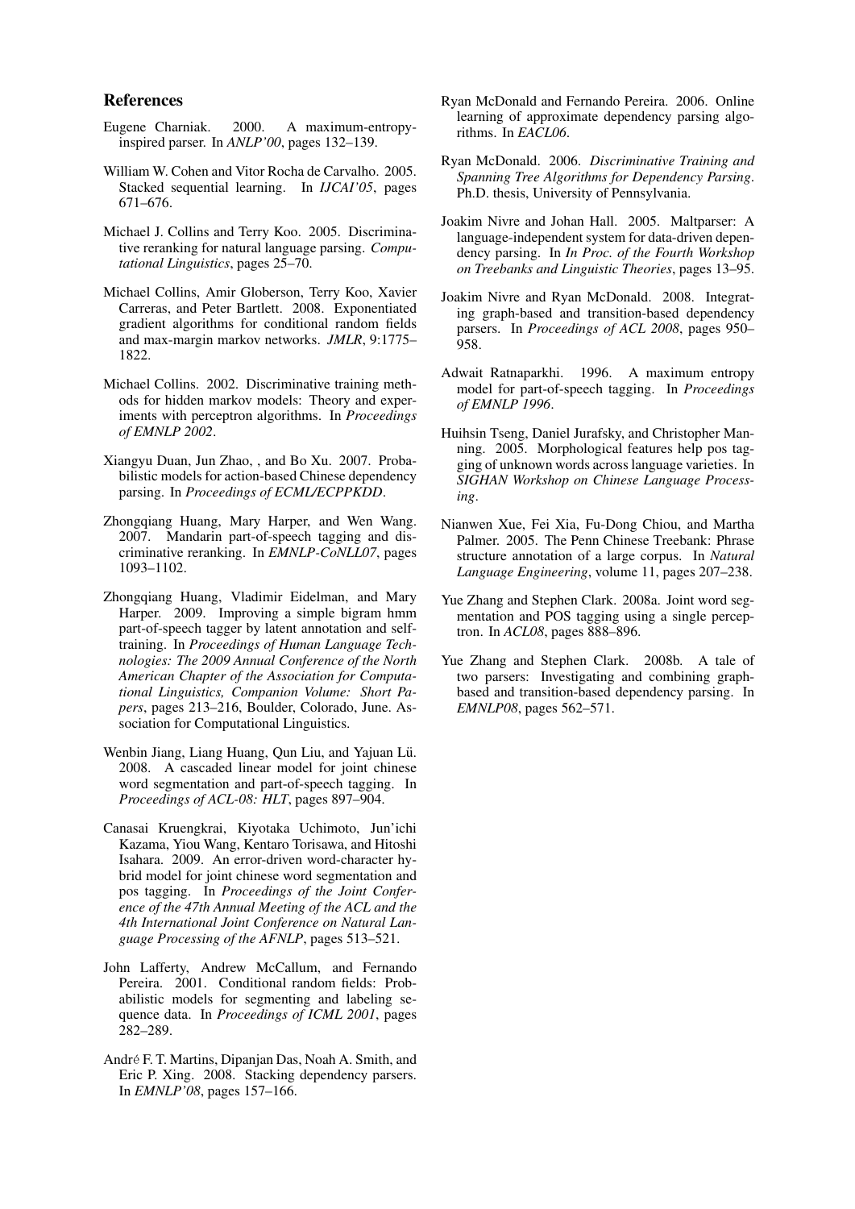## References

Eugene Charniak. 2000. A maximum-entropy-inspired parser. In *ANLP'00*, pages 132–139.

William W. Cohen and Vitor Rocha de Carvalho. 2005. Stacked sequential learning. In *IJCAI'05*, pages 671–676.

Michael J. Collins and Terry Koo. 2005. Discriminative reranking for natural language parsing. *Computational Linguistics*, pages 25–70.

Michael Collins, Amir Globerson, Terry Koo, Xavier Carreras, and Peter Bartlett. 2008. Exponentiated gradient algorithms for conditional random fields and max-margin markov networks. *JMLR*, 9:1775–1822.

Michael Collins. 2002. Discriminative training methods for hidden markov models: Theory and experiments with perceptron algorithms. In *Proceedings of EMNLP 2002*.

Xiangyu Duan, Jun Zhao, , and Bo Xu. 2007. Probabilistic models for action-based Chinese dependency parsing. In *Proceedings of ECML/ECPPKDD*.

Zhongqiang Huang, Mary Harper, and Wen Wang. 2007. Mandarin part-of-speech tagging and discriminative reranking. In *EMNLP-CoNLL07*, pages 1093–1102.

Zhongqiang Huang, Vladimir Eidelman, and Mary Harper. 2009. Improving a simple bigram hmm part-of-speech tagger by latent annotation and self-training. In *Proceedings of Human Language Technologies: The 2009 Annual Conference of the North American Chapter of the Association for Computational Linguistics, Companion Volume: Short Papers*, pages 213–216, Boulder, Colorado, June. Association for Computational Linguistics.

Wenbin Jiang, Liang Huang, Qun Liu, and Yajuan Lü. 2008. A cascaded linear model for joint chinese word segmentation and part-of-speech tagging. In *Proceedings of ACL-08: HLT*, pages 897–904.

Canasai Kruengkrai, Kiyotaka Uchimoto, Jun'ichi Kazama, Yiou Wang, Kentaro Torisawa, and Hitoshi Isahara. 2009. An error-driven word-character hybrid model for joint chinese word segmentation and pos tagging. In *Proceedings of the Joint Conference of the 47th Annual Meeting of the ACL and the 4th International Joint Conference on Natural Language Processing of the AFNLP*, pages 513–521.

John Lafferty, Andrew McCallum, and Fernando Pereira. 2001. Conditional random fields: Probabilistic models for segmenting and labeling sequence data. In *Proceedings of ICML 2001*, pages 282–289.

André F. T. Martins, Dipanjan Das, Noah A. Smith, and Eric P. Xing. 2008. Stacking dependency parsers. In *EMNLP'08*, pages 157–166.

Ryan McDonald and Fernando Pereira. 2006. Online learning of approximate dependency parsing algorithms. In *EACL06*.

Ryan McDonald. 2006. *Discriminative Training and Spanning Tree Algorithms for Dependency Parsing*. Ph.D. thesis, University of Pennsylvania.

Joakim Nivre and Johan Hall. 2005. Maltparser: A language-independent system for data-driven dependency parsing. In *In Proc. of the Fourth Workshop on Treebanks and Linguistic Theories*, pages 13–95.

Joakim Nivre and Ryan McDonald. 2008. Integrating graph-based and transition-based dependency parsers. In *Proceedings of ACL 2008*, pages 950–958.

Adwait Ratnaparkhi. 1996. A maximum entropy model for part-of-speech tagging. In *Proceedings of EMNLP 1996*.

Huihsin Tseng, Daniel Jurafsky, and Christopher Manning. 2005. Morphological features help pos tagging of unknown words across language varieties. In *SIGHAN Workshop on Chinese Language Processing*.

Nianwen Xue, Fei Xia, Fu-Dong Chiou, and Martha Palmer. 2005. The Penn Chinese Treebank: Phrase structure annotation of a large corpus. In *Natural Language Engineering*, volume 11, pages 207–238.

Yue Zhang and Stephen Clark. 2008a. Joint word segmentation and POS tagging using a single perceptron. In *ACL08*, pages 888–896.

Yue Zhang and Stephen Clark. 2008b. A tale of two parsers: Investigating and combining graph-based and transition-based dependency parsing. In *EMNLP08*, pages 562–571.